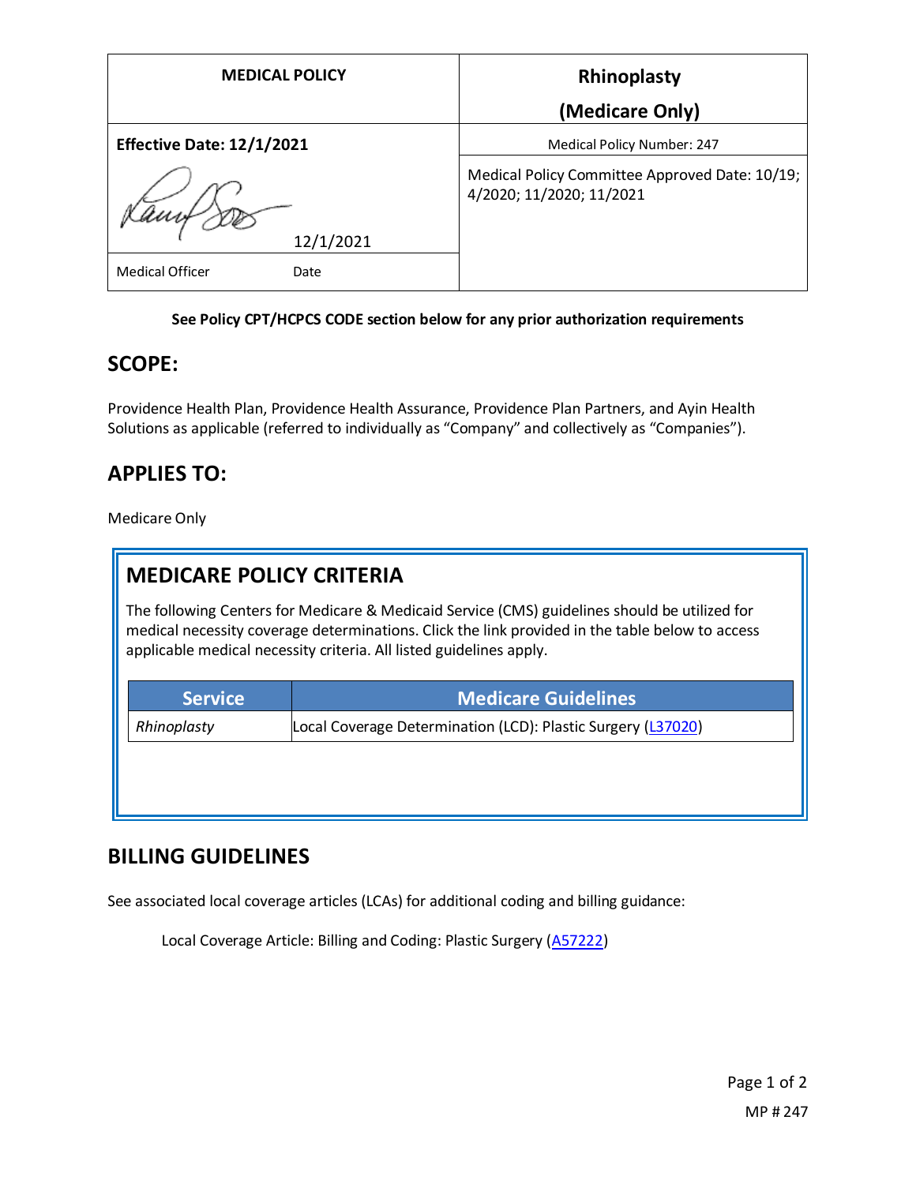| MEDICAL POLICY | Rhinoplasty (Medicare Only) |
| --- | --- |
| **Effective Date: 12/1/2021** | Medical Policy Number: 247 |
| 12/1/2021 | Medical Policy Committee Approved Date: 10/19; 4/2020; 11/2020; 11/2021 |
| Medical Officer Date | |

**See Policy CPT/HCPCS CODE section below for any prior authorization requirements**

## SCOPE:

Providence Health Plan, Providence Health Assurance, Providence Plan Partners, and Ayin Health Solutions as applicable (referred to individually as "Company" and collectively as "Companies").

## APPLIES TO:

Medicare Only

## MEDICARE POLICY CRITERIA

The following Centers for Medicare & Medicaid Service (CMS) guidelines should be utilized for medical necessity coverage determinations. Click the link provided in the table below to access applicable medical necessity criteria. All listed guidelines apply.

| Service | Medicare Guidelines |
| --- | --- |
| *Rhinoplasty* | Local Coverage Determination (LCD): Plastic Surgery (L37020) |

## BILLING GUIDELINES

See associated local coverage articles (LCAs) for additional coding and billing guidance:

Local Coverage Article: Billing and Coding: Plastic Surgery (A57222)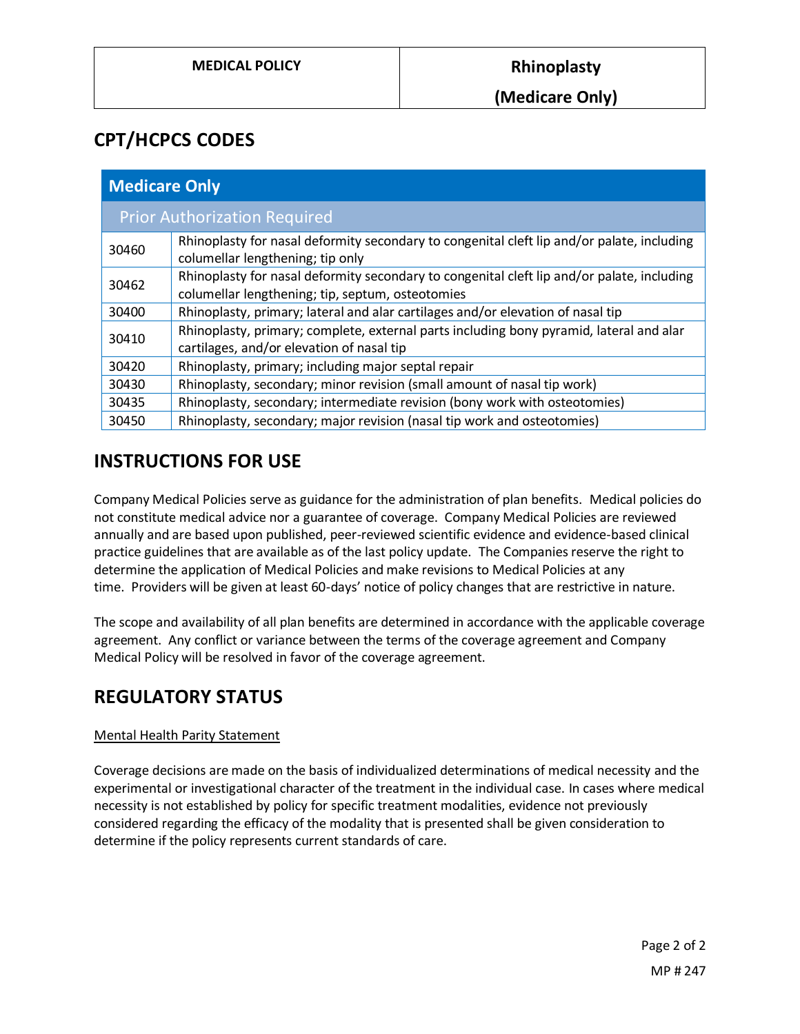## CPT/HCPCS CODES

| Medicare Only | |
|---|---|
| Prior Authorization Required | |
| 30460 | Rhinoplasty for nasal deformity secondary to congenital cleft lip and/or palate, including columellar lengthening; tip only |
| 30462 | Rhinoplasty for nasal deformity secondary to congenital cleft lip and/or palate, including columellar lengthening; tip, septum, osteotomies |
| 30400 | Rhinoplasty, primary; lateral and alar cartilages and/or elevation of nasal tip |
| 30410 | Rhinoplasty, primary; complete, external parts including bony pyramid, lateral and alar cartilages, and/or elevation of nasal tip |
| 30420 | Rhinoplasty, primary; including major septal repair |
| 30430 | Rhinoplasty, secondary; minor revision (small amount of nasal tip work) |
| 30435 | Rhinoplasty, secondary; intermediate revision (bony work with osteotomies) |
| 30450 | Rhinoplasty, secondary; major revision (nasal tip work and osteotomies) |

## INSTRUCTIONS FOR USE

Company Medical Policies serve as guidance for the administration of plan benefits. Medical policies do not constitute medical advice nor a guarantee of coverage. Company Medical Policies are reviewed annually and are based upon published, peer-reviewed scientific evidence and evidence-based clinical practice guidelines that are available as of the last policy update. The Companies reserve the right to determine the application of Medical Policies and make revisions to Medical Policies at any time. Providers will be given at least 60-days' notice of policy changes that are restrictive in nature.

The scope and availability of all plan benefits are determined in accordance with the applicable coverage agreement. Any conflict or variance between the terms of the coverage agreement and Company Medical Policy will be resolved in favor of the coverage agreement.

## REGULATORY STATUS

Mental Health Parity Statement

Coverage decisions are made on the basis of individualized determinations of medical necessity and the experimental or investigational character of the treatment in the individual case. In cases where medical necessity is not established by policy for specific treatment modalities, evidence not previously considered regarding the efficacy of the modality that is presented shall be given consideration to determine if the policy represents current standards of care.